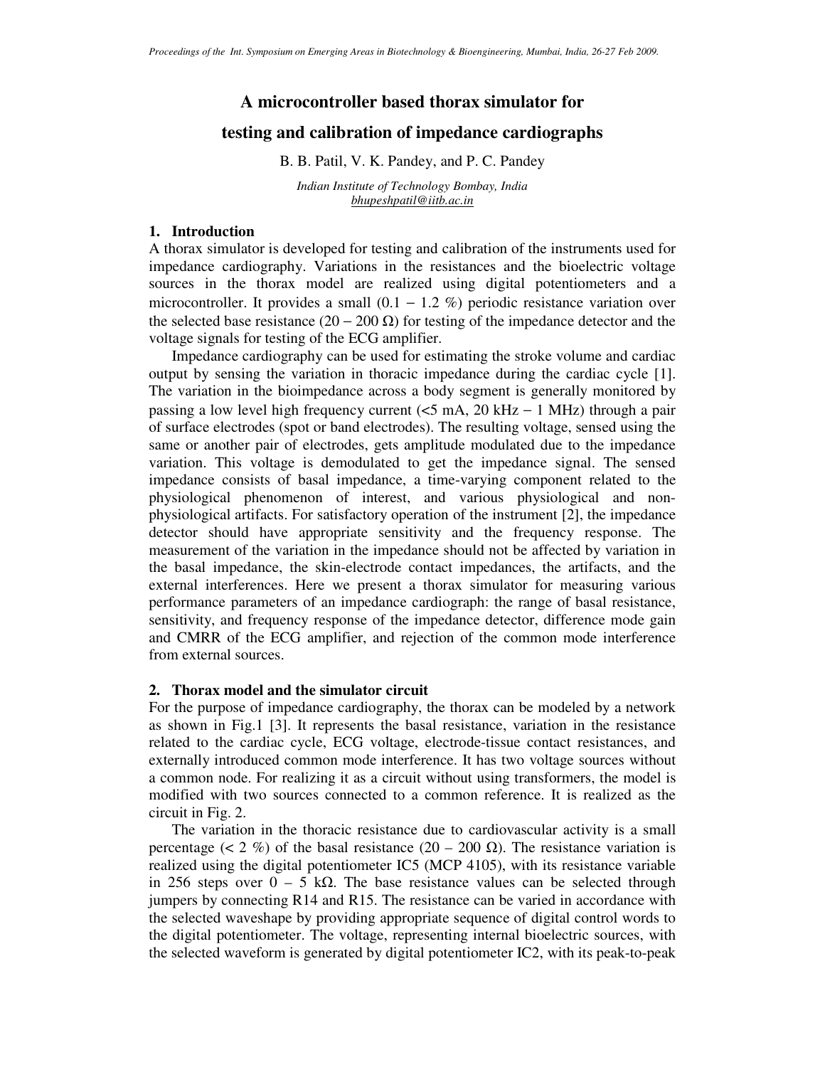# A microcontroller based thorax simulator for testing and calibration of impedance cardiographs

B. B. Patil, V. K. Pandey, and P. C. Pandey

*Indian Institute of Technology Bombay, India*
*bhupeshpatil@iitb.ac.in*

## 1. Introduction

A thorax simulator is developed for testing and calibration of the instruments used for impedance cardiography. Variations in the resistances and the bioelectric voltage sources in the thorax model are realized using digital potentiometers and a microcontroller. It provides a small (0.1 − 1.2 %) periodic resistance variation over the selected base resistance (20 − 200 Ω) for testing of the impedance detector and the voltage signals for testing of the ECG amplifier.

Impedance cardiography can be used for estimating the stroke volume and cardiac output by sensing the variation in thoracic impedance during the cardiac cycle [1]. The variation in the bioimpedance across a body segment is generally monitored by passing a low level high frequency current (<5 mA, 20 kHz − 1 MHz) through a pair of surface electrodes (spot or band electrodes). The resulting voltage, sensed using the same or another pair of electrodes, gets amplitude modulated due to the impedance variation. This voltage is demodulated to get the impedance signal. The sensed impedance consists of basal impedance, a time-varying component related to the physiological phenomenon of interest, and various physiological and non-physiological artifacts. For satisfactory operation of the instrument [2], the impedance detector should have appropriate sensitivity and the frequency response. The measurement of the variation in the impedance should not be affected by variation in the basal impedance, the skin-electrode contact impedances, the artifacts, and the external interferences. Here we present a thorax simulator for measuring various performance parameters of an impedance cardiograph: the range of basal resistance, sensitivity, and frequency response of the impedance detector, difference mode gain and CMRR of the ECG amplifier, and rejection of the common mode interference from external sources.

## 2. Thorax model and the simulator circuit

For the purpose of impedance cardiography, the thorax can be modeled by a network as shown in Fig.1 [3]. It represents the basal resistance, variation in the resistance related to the cardiac cycle, ECG voltage, electrode-tissue contact resistances, and externally introduced common mode interference. It has two voltage sources without a common node. For realizing it as a circuit without using transformers, the model is modified with two sources connected to a common reference. It is realized as the circuit in Fig. 2.

The variation in the thoracic resistance due to cardiovascular activity is a small percentage (< 2 %) of the basal resistance (20 – 200 Ω). The resistance variation is realized using the digital potentiometer IC5 (MCP 4105), with its resistance variable in 256 steps over 0 – 5 kΩ. The base resistance values can be selected through jumpers by connecting R14 and R15. The resistance can be varied in accordance with the selected waveshape by providing appropriate sequence of digital control words to the digital potentiometer. The voltage, representing internal bioelectric sources, with the selected waveform is generated by digital potentiometer IC2, with its peak-to-peak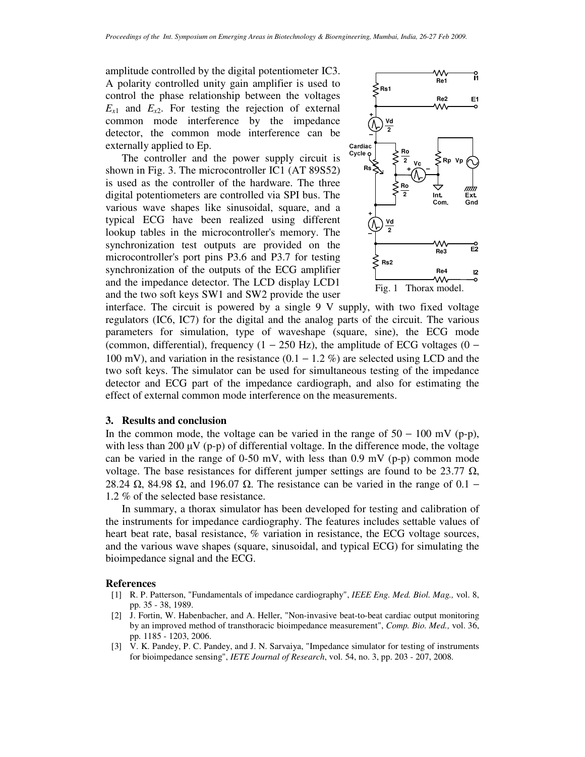amplitude controlled by the digital potentiometer IC3. A polarity controlled unity gain amplifier is used to control the phase relationship between the voltages $E_{x1}$ and $E_{x2}$. For testing the rejection of external common mode interference by the impedance detector, the common mode interference can be externally applied to Ep.

The controller and the power supply circuit is shown in Fig. 3. The microcontroller IC1 (AT 89S52) is used as the controller of the hardware. The three digital potentiometers are controlled via SPI bus. The various wave shapes like sinusoidal, square, and a typical ECG have been realized using different lookup tables in the microcontroller's memory. The synchronization test outputs are provided on the microcontroller's port pins P3.6 and P3.7 for testing synchronization of the outputs of the ECG amplifier and the impedance detector. The LCD display LCD1 and the two soft keys SW1 and SW2 provide the user interface. The circuit is powered by a single 9 V supply, with two fixed voltage regulators (IC6, IC7) for the digital and the analog parts of the circuit. The various parameters for simulation, type of waveshape (square, sine), the ECG mode (common, differential), frequency (1 − 250 Hz), the amplitude of ECG voltages (0 − 100 mV), and variation in the resistance (0.1 − 1.2 %) are selected using LCD and the two soft keys. The simulator can be used for simultaneous testing of the impedance detector and ECG part of the impedance cardiograph, and also for estimating the effect of external common mode interference on the measurements.

Fig. 1 Thorax model.

## 3. Results and conclusion

In the common mode, the voltage can be varied in the range of 50 − 100 mV (p-p), with less than 200 μV (p-p) of differential voltage. In the difference mode, the voltage can be varied in the range of 0-50 mV, with less than 0.9 mV (p-p) common mode voltage. The base resistances for different jumper settings are found to be 23.77 Ω, 28.24 Ω, 84.98 Ω, and 196.07 Ω. The resistance can be varied in the range of 0.1 − 1.2 % of the selected base resistance.

In summary, a thorax simulator has been developed for testing and calibration of the instruments for impedance cardiography. The features includes settable values of heart beat rate, basal resistance, % variation in resistance, the ECG voltage sources, and the various wave shapes (square, sinusoidal, and typical ECG) for simulating the bioimpedance signal and the ECG.

## References

[1] R. P. Patterson, "Fundamentals of impedance cardiography", *IEEE Eng. Med. Biol. Mag.,* vol. 8, pp. 35 - 38, 1989.

[2] J. Fortin, W. Habenbacher, and A. Heller, "Non-invasive beat-to-beat cardiac output monitoring by an improved method of transthoracic bioimpedance measurement", *Comp. Bio. Med.,* vol. 36, pp. 1185 - 1203, 2006.

[3] V. K. Pandey, P. C. Pandey, and J. N. Sarvaiya, "Impedance simulator for testing of instruments for bioimpedance sensing", *IETE Journal of Research*, vol. 54, no. 3, pp. 203 - 207, 2008.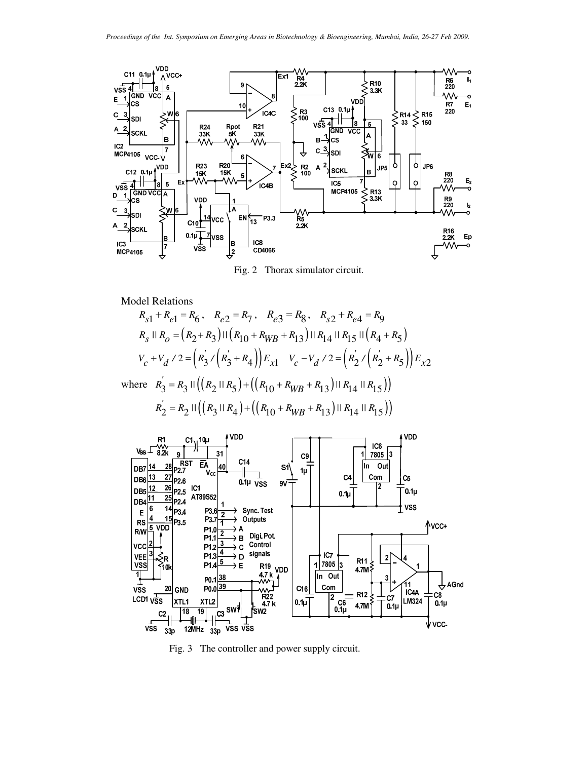Fig. 2 Thorax simulator circuit.

Model Relations

$$R_{s1} + R_{e1} = R_6, \quad R_{e2} = R_7, \quad R_{e3} = R_8, \quad R_{s2} + R_{e4} = R_9$$

$$R_s \,||\, R_o = (R_2 + R_3) \,||\, (R_{10} + R_{WB} + R_{13}) \,||\, R_{14} \,||\, R_{15} \,||\, (R_4 + R_5)$$

$$V_c + V_d / 2 = \left( R_3^{'} / \left( R_3^{'} + R_4 \right) \right) E_{x1} \quad V_c - V_d / 2 = \left( R_2^{'} / \left( R_2^{'} + R_5 \right) \right) E_{x2}$$

where $R_3^{'} = R_3 \,||\, \left( \left( R_2 \,||\, R_5 \right) + \left( \left( R_{10} + R_{WB} + R_{13} \right) \,||\, R_{14} \,||\, R_{15} \right) \right)$

$$R_2^{'} = R_2 \,||\, \left( \left( R_3 \,||\, R_4 \right) + \left( \left( R_{10} + R_{WB} + R_{13} \right) \,||\, R_{14} \,||\, R_{15} \right) \right)$$

Fig. 3 The controller and power supply circuit.